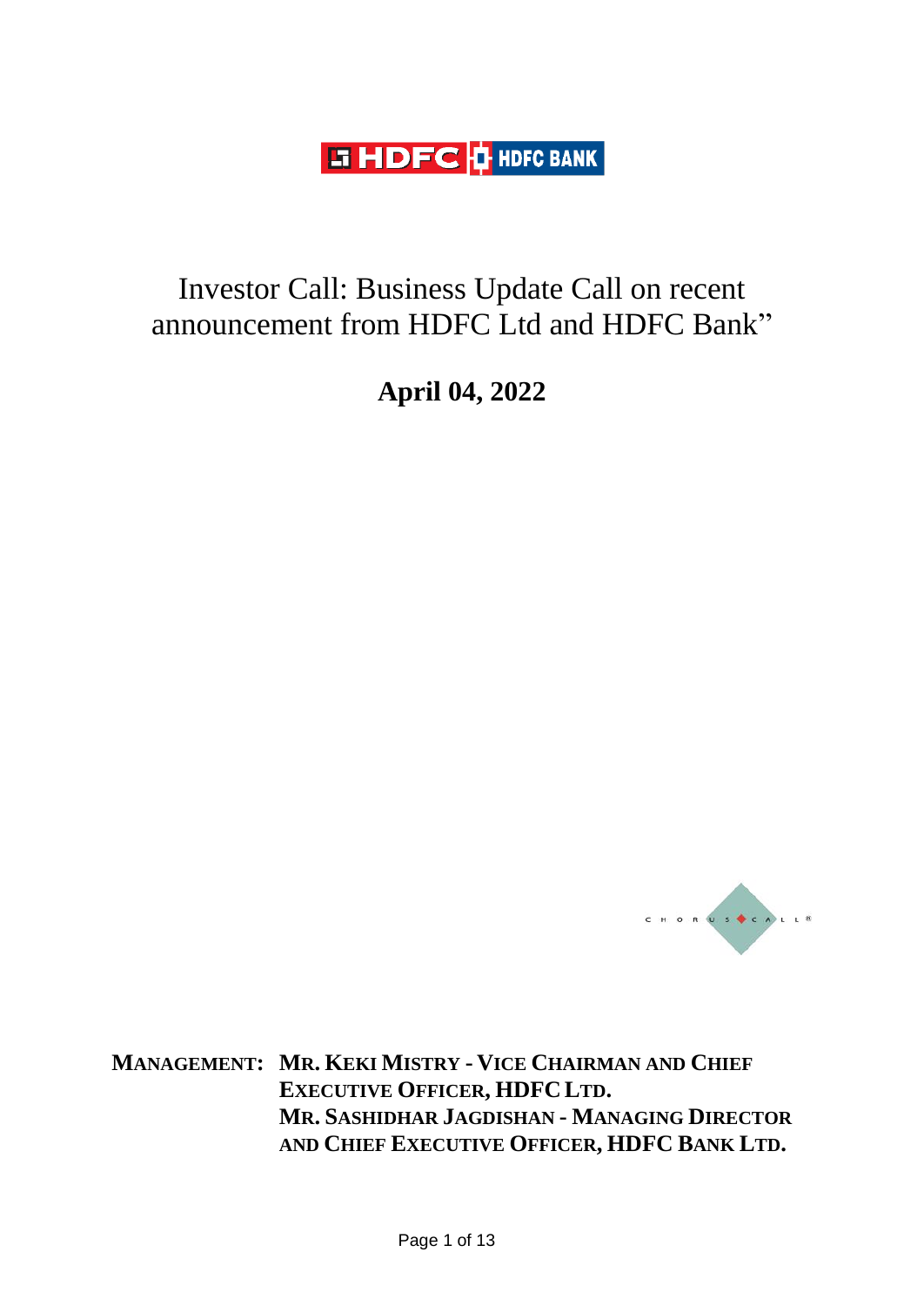# Investor Call: Business Update Call on recent announcement from HDFC Ltd and HDFC Bank"

## April 04, 2022

**MANAGEMENT:** **MR. KEKI MISTRY - VICE CHAIRMAN AND CHIEF EXECUTIVE OFFICER, HDFC LTD.**
**MR. SASHIDHAR JAGDISHAN - MANAGING DIRECTOR AND CHIEF EXECUTIVE OFFICER, HDFC BANK LTD.**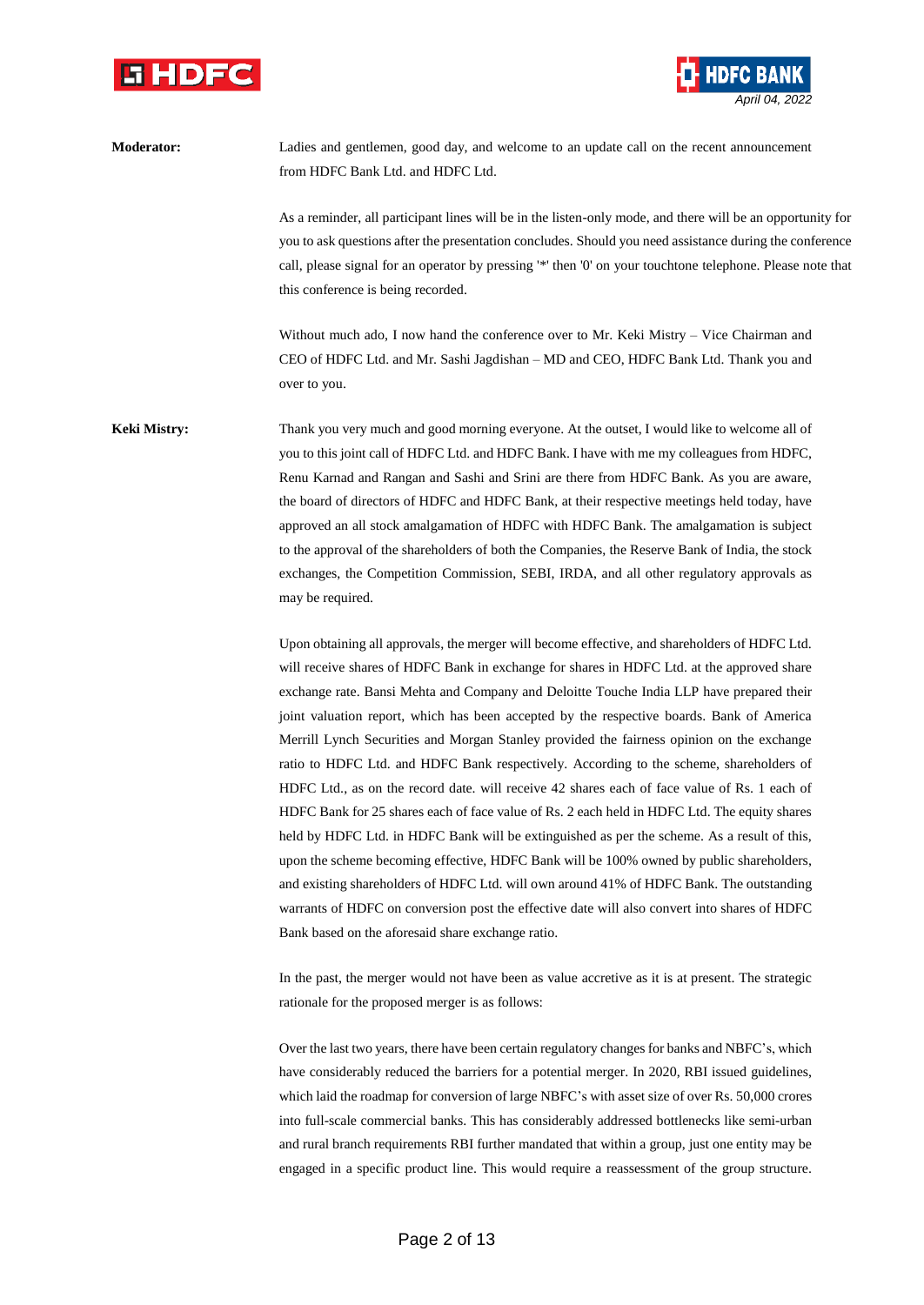**Moderator:** Ladies and gentlemen, good day, and welcome to an update call on the recent announcement from HDFC Bank Ltd. and HDFC Ltd.

As a reminder, all participant lines will be in the listen-only mode, and there will be an opportunity for you to ask questions after the presentation concludes. Should you need assistance during the conference call, please signal for an operator by pressing '*' then '0' on your touchtone telephone. Please note that this conference is being recorded.

Without much ado, I now hand the conference over to Mr. Keki Mistry – Vice Chairman and CEO of HDFC Ltd. and Mr. Sashi Jagdishan – MD and CEO, HDFC Bank Ltd. Thank you and over to you.

**Keki Mistry:** Thank you very much and good morning everyone. At the outset, I would like to welcome all of you to this joint call of HDFC Ltd. and HDFC Bank. I have with me my colleagues from HDFC, Renu Karnad and Rangan and Sashi and Srini are there from HDFC Bank. As you are aware, the board of directors of HDFC and HDFC Bank, at their respective meetings held today, have approved an all stock amalgamation of HDFC with HDFC Bank. The amalgamation is subject to the approval of the shareholders of both the Companies, the Reserve Bank of India, the stock exchanges, the Competition Commission, SEBI, IRDA, and all other regulatory approvals as may be required.

Upon obtaining all approvals, the merger will become effective, and shareholders of HDFC Ltd. will receive shares of HDFC Bank in exchange for shares in HDFC Ltd. at the approved share exchange rate. Bansi Mehta and Company and Deloitte Touche India LLP have prepared their joint valuation report, which has been accepted by the respective boards. Bank of America Merrill Lynch Securities and Morgan Stanley provided the fairness opinion on the exchange ratio to HDFC Ltd. and HDFC Bank respectively. According to the scheme, shareholders of HDFC Ltd., as on the record date. will receive 42 shares each of face value of Rs. 1 each of HDFC Bank for 25 shares each of face value of Rs. 2 each held in HDFC Ltd. The equity shares held by HDFC Ltd. in HDFC Bank will be extinguished as per the scheme. As a result of this, upon the scheme becoming effective, HDFC Bank will be 100% owned by public shareholders, and existing shareholders of HDFC Ltd. will own around 41% of HDFC Bank. The outstanding warrants of HDFC on conversion post the effective date will also convert into shares of HDFC Bank based on the aforesaid share exchange ratio.

In the past, the merger would not have been as value accretive as it is at present. The strategic rationale for the proposed merger is as follows:

Over the last two years, there have been certain regulatory changes for banks and NBFC's, which have considerably reduced the barriers for a potential merger. In 2020, RBI issued guidelines, which laid the roadmap for conversion of large NBFC's with asset size of over Rs. 50,000 crores into full-scale commercial banks. This has considerably addressed bottlenecks like semi-urban and rural branch requirements RBI further mandated that within a group, just one entity may be engaged in a specific product line. This would require a reassessment of the group structure.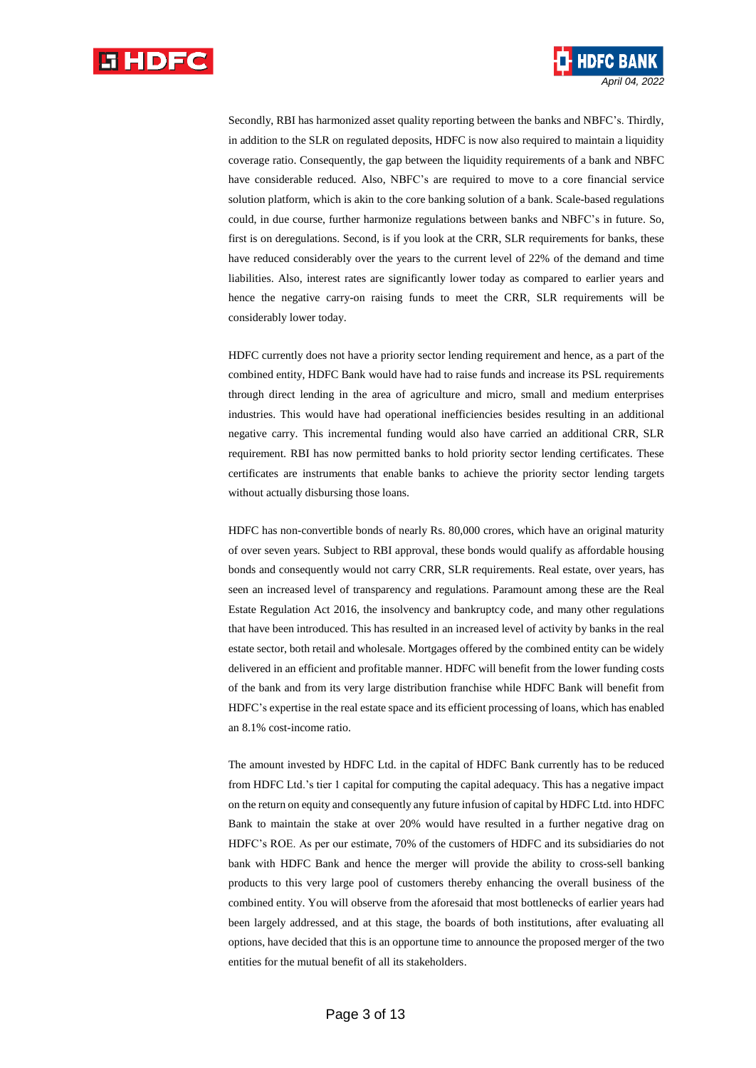Secondly, RBI has harmonized asset quality reporting between the banks and NBFC's. Thirdly, in addition to the SLR on regulated deposits, HDFC is now also required to maintain a liquidity coverage ratio. Consequently, the gap between the liquidity requirements of a bank and NBFC have considerable reduced. Also, NBFC's are required to move to a core financial service solution platform, which is akin to the core banking solution of a bank. Scale-based regulations could, in due course, further harmonize regulations between banks and NBFC's in future. So, first is on deregulations. Second, is if you look at the CRR, SLR requirements for banks, these have reduced considerably over the years to the current level of 22% of the demand and time liabilities. Also, interest rates are significantly lower today as compared to earlier years and hence the negative carry-on raising funds to meet the CRR, SLR requirements will be considerably lower today.

HDFC currently does not have a priority sector lending requirement and hence, as a part of the combined entity, HDFC Bank would have had to raise funds and increase its PSL requirements through direct lending in the area of agriculture and micro, small and medium enterprises industries. This would have had operational inefficiencies besides resulting in an additional negative carry. This incremental funding would also have carried an additional CRR, SLR requirement. RBI has now permitted banks to hold priority sector lending certificates. These certificates are instruments that enable banks to achieve the priority sector lending targets without actually disbursing those loans.

HDFC has non-convertible bonds of nearly Rs. 80,000 crores, which have an original maturity of over seven years. Subject to RBI approval, these bonds would qualify as affordable housing bonds and consequently would not carry CRR, SLR requirements. Real estate, over years, has seen an increased level of transparency and regulations. Paramount among these are the Real Estate Regulation Act 2016, the insolvency and bankruptcy code, and many other regulations that have been introduced. This has resulted in an increased level of activity by banks in the real estate sector, both retail and wholesale. Mortgages offered by the combined entity can be widely delivered in an efficient and profitable manner. HDFC will benefit from the lower funding costs of the bank and from its very large distribution franchise while HDFC Bank will benefit from HDFC's expertise in the real estate space and its efficient processing of loans, which has enabled an 8.1% cost-income ratio.

The amount invested by HDFC Ltd. in the capital of HDFC Bank currently has to be reduced from HDFC Ltd.'s tier 1 capital for computing the capital adequacy. This has a negative impact on the return on equity and consequently any future infusion of capital by HDFC Ltd. into HDFC Bank to maintain the stake at over 20% would have resulted in a further negative drag on HDFC's ROE. As per our estimate, 70% of the customers of HDFC and its subsidiaries do not bank with HDFC Bank and hence the merger will provide the ability to cross-sell banking products to this very large pool of customers thereby enhancing the overall business of the combined entity. You will observe from the aforesaid that most bottlenecks of earlier years had been largely addressed, and at this stage, the boards of both institutions, after evaluating all options, have decided that this is an opportune time to announce the proposed merger of the two entities for the mutual benefit of all its stakeholders.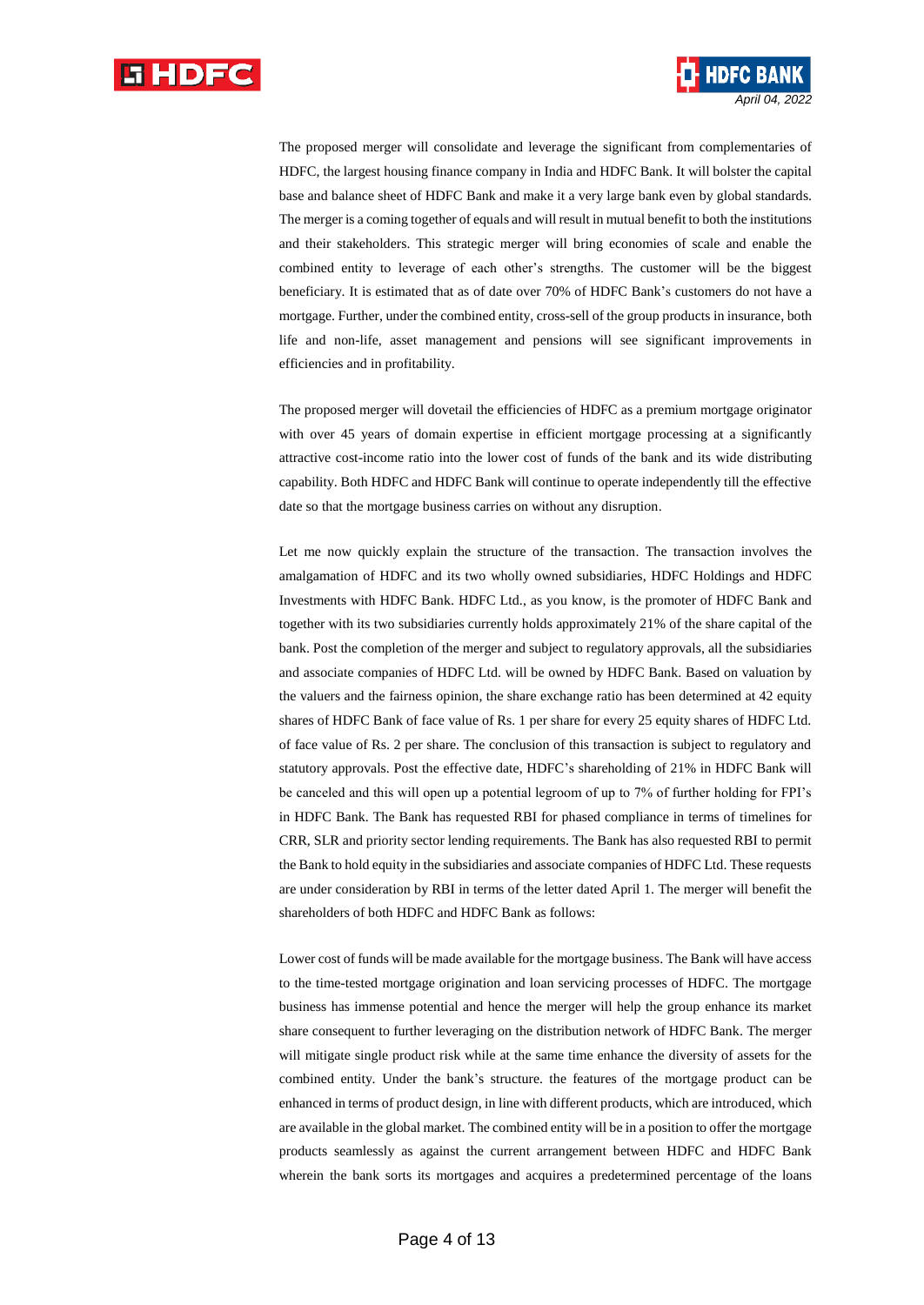The proposed merger will consolidate and leverage the significant from complementaries of HDFC, the largest housing finance company in India and HDFC Bank. It will bolster the capital base and balance sheet of HDFC Bank and make it a very large bank even by global standards. The merger is a coming together of equals and will result in mutual benefit to both the institutions and their stakeholders. This strategic merger will bring economies of scale and enable the combined entity to leverage of each other's strengths. The customer will be the biggest beneficiary. It is estimated that as of date over 70% of HDFC Bank's customers do not have a mortgage. Further, under the combined entity, cross-sell of the group products in insurance, both life and non-life, asset management and pensions will see significant improvements in efficiencies and in profitability.

The proposed merger will dovetail the efficiencies of HDFC as a premium mortgage originator with over 45 years of domain expertise in efficient mortgage processing at a significantly attractive cost-income ratio into the lower cost of funds of the bank and its wide distributing capability. Both HDFC and HDFC Bank will continue to operate independently till the effective date so that the mortgage business carries on without any disruption.

Let me now quickly explain the structure of the transaction. The transaction involves the amalgamation of HDFC and its two wholly owned subsidiaries, HDFC Holdings and HDFC Investments with HDFC Bank. HDFC Ltd., as you know, is the promoter of HDFC Bank and together with its two subsidiaries currently holds approximately 21% of the share capital of the bank. Post the completion of the merger and subject to regulatory approvals, all the subsidiaries and associate companies of HDFC Ltd. will be owned by HDFC Bank. Based on valuation by the valuers and the fairness opinion, the share exchange ratio has been determined at 42 equity shares of HDFC Bank of face value of Rs. 1 per share for every 25 equity shares of HDFC Ltd. of face value of Rs. 2 per share. The conclusion of this transaction is subject to regulatory and statutory approvals. Post the effective date, HDFC's shareholding of 21% in HDFC Bank will be canceled and this will open up a potential legroom of up to 7% of further holding for FPI's in HDFC Bank. The Bank has requested RBI for phased compliance in terms of timelines for CRR, SLR and priority sector lending requirements. The Bank has also requested RBI to permit the Bank to hold equity in the subsidiaries and associate companies of HDFC Ltd. These requests are under consideration by RBI in terms of the letter dated April 1. The merger will benefit the shareholders of both HDFC and HDFC Bank as follows:

Lower cost of funds will be made available for the mortgage business. The Bank will have access to the time-tested mortgage origination and loan servicing processes of HDFC. The mortgage business has immense potential and hence the merger will help the group enhance its market share consequent to further leveraging on the distribution network of HDFC Bank. The merger will mitigate single product risk while at the same time enhance the diversity of assets for the combined entity. Under the bank's structure. the features of the mortgage product can be enhanced in terms of product design, in line with different products, which are introduced, which are available in the global market. The combined entity will be in a position to offer the mortgage products seamlessly as against the current arrangement between HDFC and HDFC Bank wherein the bank sorts its mortgages and acquires a predetermined percentage of the loans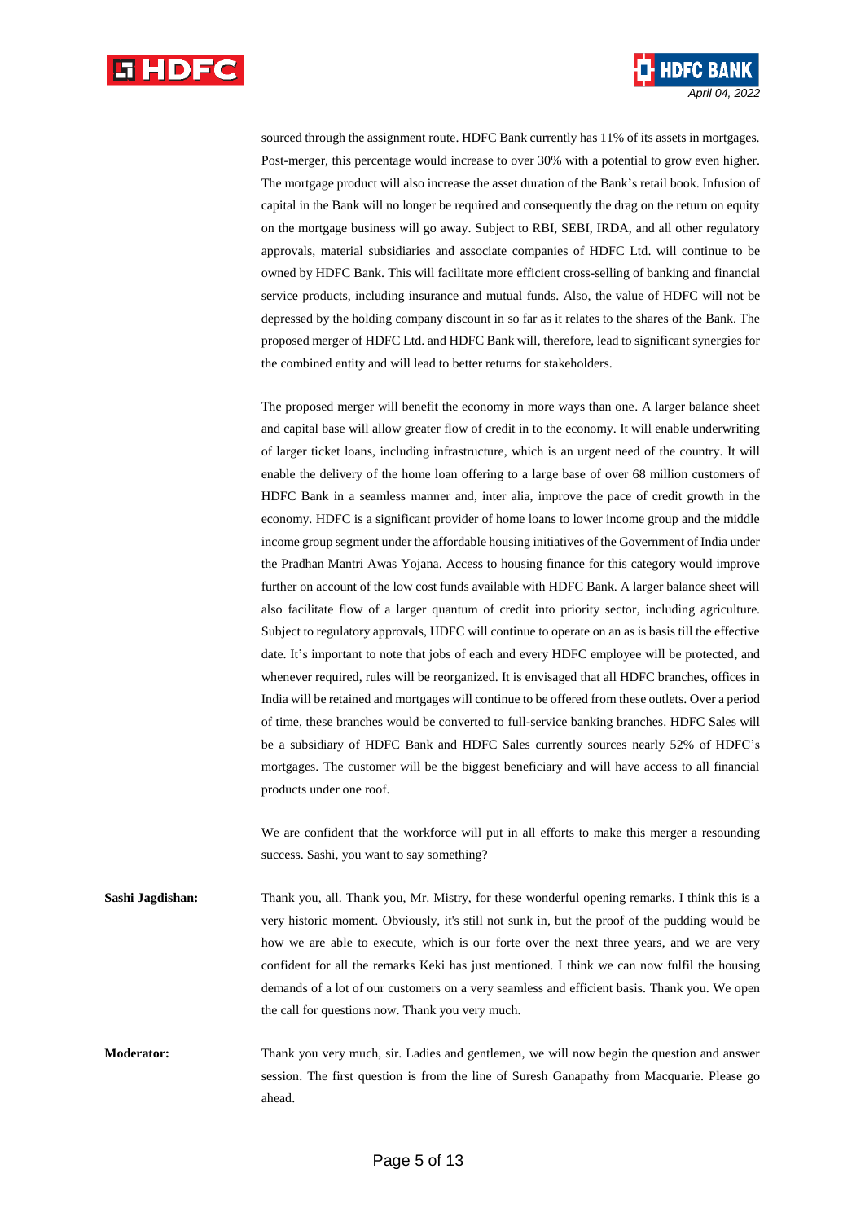sourced through the assignment route. HDFC Bank currently has 11% of its assets in mortgages. Post-merger, this percentage would increase to over 30% with a potential to grow even higher. The mortgage product will also increase the asset duration of the Bank's retail book. Infusion of capital in the Bank will no longer be required and consequently the drag on the return on equity on the mortgage business will go away. Subject to RBI, SEBI, IRDA, and all other regulatory approvals, material subsidiaries and associate companies of HDFC Ltd. will continue to be owned by HDFC Bank. This will facilitate more efficient cross-selling of banking and financial service products, including insurance and mutual funds. Also, the value of HDFC will not be depressed by the holding company discount in so far as it relates to the shares of the Bank. The proposed merger of HDFC Ltd. and HDFC Bank will, therefore, lead to significant synergies for the combined entity and will lead to better returns for stakeholders.

The proposed merger will benefit the economy in more ways than one. A larger balance sheet and capital base will allow greater flow of credit in to the economy. It will enable underwriting of larger ticket loans, including infrastructure, which is an urgent need of the country. It will enable the delivery of the home loan offering to a large base of over 68 million customers of HDFC Bank in a seamless manner and, inter alia, improve the pace of credit growth in the economy. HDFC is a significant provider of home loans to lower income group and the middle income group segment under the affordable housing initiatives of the Government of India under the Pradhan Mantri Awas Yojana. Access to housing finance for this category would improve further on account of the low cost funds available with HDFC Bank. A larger balance sheet will also facilitate flow of a larger quantum of credit into priority sector, including agriculture. Subject to regulatory approvals, HDFC will continue to operate on an as is basis till the effective date. It's important to note that jobs of each and every HDFC employee will be protected, and whenever required, rules will be reorganized. It is envisaged that all HDFC branches, offices in India will be retained and mortgages will continue to be offered from these outlets. Over a period of time, these branches would be converted to full-service banking branches. HDFC Sales will be a subsidiary of HDFC Bank and HDFC Sales currently sources nearly 52% of HDFC's mortgages. The customer will be the biggest beneficiary and will have access to all financial products under one roof.

We are confident that the workforce will put in all efforts to make this merger a resounding success. Sashi, you want to say something?

**Sashi Jagdishan:** Thank you, all. Thank you, Mr. Mistry, for these wonderful opening remarks. I think this is a very historic moment. Obviously, it's still not sunk in, but the proof of the pudding would be how we are able to execute, which is our forte over the next three years, and we are very confident for all the remarks Keki has just mentioned. I think we can now fulfil the housing demands of a lot of our customers on a very seamless and efficient basis. Thank you. We open the call for questions now. Thank you very much.

**Moderator:** Thank you very much, sir. Ladies and gentlemen, we will now begin the question and answer session. The first question is from the line of Suresh Ganapathy from Macquarie. Please go ahead.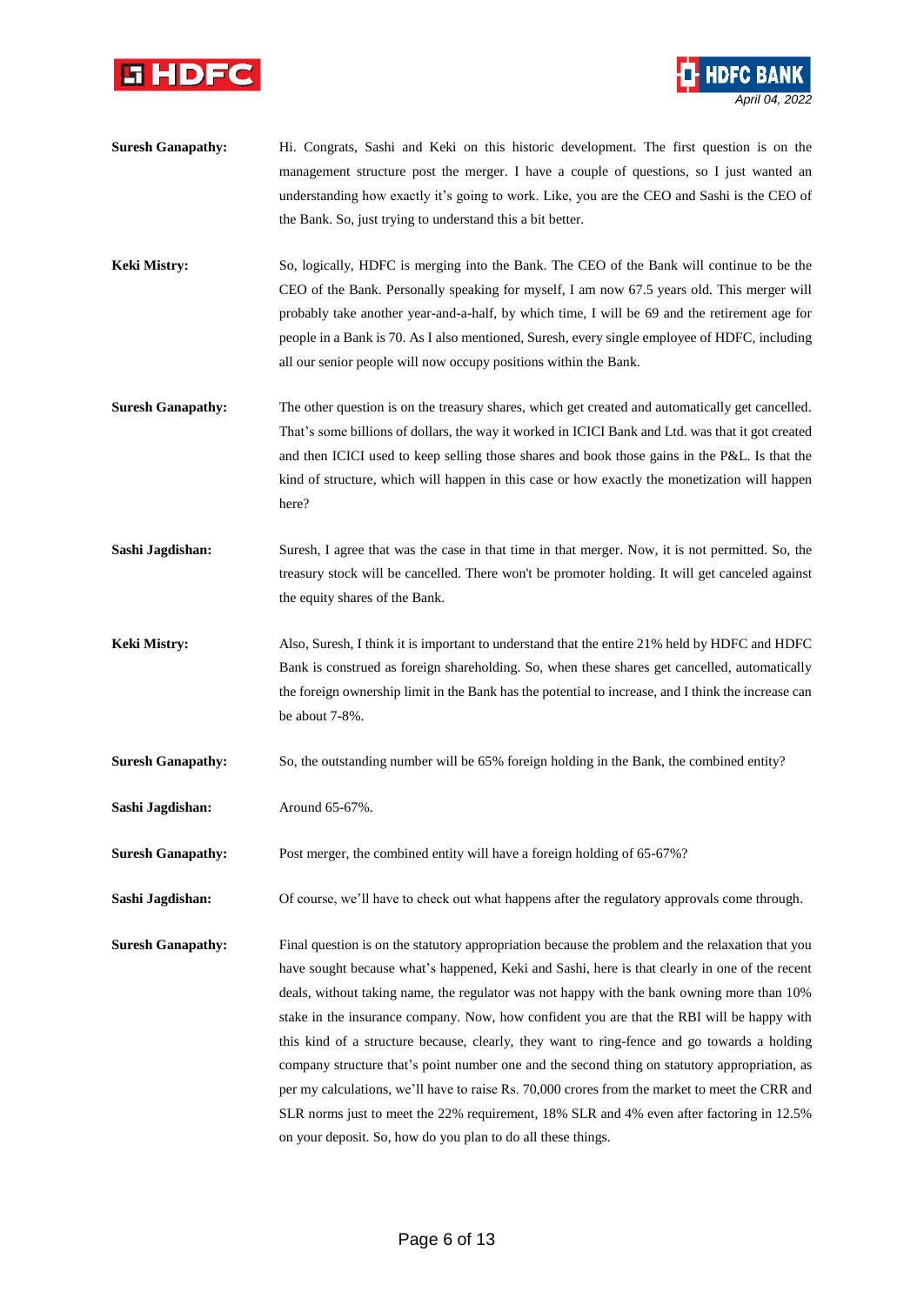**Suresh Ganapathy:** Hi. Congrats, Sashi and Keki on this historic development. The first question is on the management structure post the merger. I have a couple of questions, so I just wanted an understanding how exactly it's going to work. Like, you are the CEO and Sashi is the CEO of the Bank. So, just trying to understand this a bit better.

**Keki Mistry:** So, logically, HDFC is merging into the Bank. The CEO of the Bank will continue to be the CEO of the Bank. Personally speaking for myself, I am now 67.5 years old. This merger will probably take another year-and-a-half, by which time, I will be 69 and the retirement age for people in a Bank is 70. As I also mentioned, Suresh, every single employee of HDFC, including all our senior people will now occupy positions within the Bank.

**Suresh Ganapathy:** The other question is on the treasury shares, which get created and automatically get cancelled. That's some billions of dollars, the way it worked in ICICI Bank and Ltd. was that it got created and then ICICI used to keep selling those shares and book those gains in the P&L. Is that the kind of structure, which will happen in this case or how exactly the monetization will happen here?

**Sashi Jagdishan:** Suresh, I agree that was the case in that time in that merger. Now, it is not permitted. So, the treasury stock will be cancelled. There won't be promoter holding. It will get canceled against the equity shares of the Bank.

**Keki Mistry:** Also, Suresh, I think it is important to understand that the entire 21% held by HDFC and HDFC Bank is construed as foreign shareholding. So, when these shares get cancelled, automatically the foreign ownership limit in the Bank has the potential to increase, and I think the increase can be about 7-8%.

**Suresh Ganapathy:** So, the outstanding number will be 65% foreign holding in the Bank, the combined entity?

**Sashi Jagdishan:** Around 65-67%.

**Suresh Ganapathy:** Post merger, the combined entity will have a foreign holding of 65-67%?

**Sashi Jagdishan:** Of course, we'll have to check out what happens after the regulatory approvals come through.

**Suresh Ganapathy:** Final question is on the statutory appropriation because the problem and the relaxation that you have sought because what's happened, Keki and Sashi, here is that clearly in one of the recent deals, without taking name, the regulator was not happy with the bank owning more than 10% stake in the insurance company. Now, how confident you are that the RBI will be happy with this kind of a structure because, clearly, they want to ring-fence and go towards a holding company structure that's point number one and the second thing on statutory appropriation, as per my calculations, we'll have to raise Rs. 70,000 crores from the market to meet the CRR and SLR norms just to meet the 22% requirement, 18% SLR and 4% even after factoring in 12.5% on your deposit. So, how do you plan to do all these things.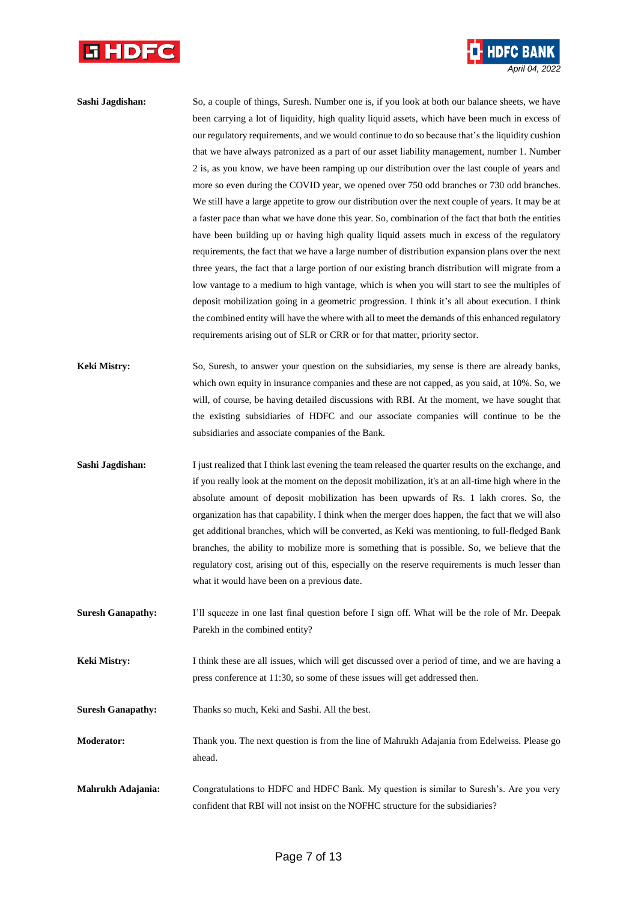**Sashi Jagdishan:** So, a couple of things, Suresh. Number one is, if you look at both our balance sheets, we have been carrying a lot of liquidity, high quality liquid assets, which have been much in excess of our regulatory requirements, and we would continue to do so because that's the liquidity cushion that we have always patronized as a part of our asset liability management, number 1. Number 2 is, as you know, we have been ramping up our distribution over the last couple of years and more so even during the COVID year, we opened over 750 odd branches or 730 odd branches. We still have a large appetite to grow our distribution over the next couple of years. It may be at a faster pace than what we have done this year. So, combination of the fact that both the entities have been building up or having high quality liquid assets much in excess of the regulatory requirements, the fact that we have a large number of distribution expansion plans over the next three years, the fact that a large portion of our existing branch distribution will migrate from a low vantage to a medium to high vantage, which is when you will start to see the multiples of deposit mobilization going in a geometric progression. I think it's all about execution. I think the combined entity will have the where with all to meet the demands of this enhanced regulatory requirements arising out of SLR or CRR or for that matter, priority sector.

**Keki Mistry:** So, Suresh, to answer your question on the subsidiaries, my sense is there are already banks, which own equity in insurance companies and these are not capped, as you said, at 10%. So, we will, of course, be having detailed discussions with RBI. At the moment, we have sought that the existing subsidiaries of HDFC and our associate companies will continue to be the subsidiaries and associate companies of the Bank.

**Sashi Jagdishan:** I just realized that I think last evening the team released the quarter results on the exchange, and if you really look at the moment on the deposit mobilization, it's at an all-time high where in the absolute amount of deposit mobilization has been upwards of Rs. 1 lakh crores. So, the organization has that capability. I think when the merger does happen, the fact that we will also get additional branches, which will be converted, as Keki was mentioning, to full-fledged Bank branches, the ability to mobilize more is something that is possible. So, we believe that the regulatory cost, arising out of this, especially on the reserve requirements is much lesser than what it would have been on a previous date.

**Suresh Ganapathy:** I'll squeeze in one last final question before I sign off. What will be the role of Mr. Deepak Parekh in the combined entity?

**Keki Mistry:** I think these are all issues, which will get discussed over a period of time, and we are having a press conference at 11:30, so some of these issues will get addressed then.

**Suresh Ganapathy:** Thanks so much, Keki and Sashi. All the best.

**Moderator:** Thank you. The next question is from the line of Mahrukh Adajania from Edelweiss. Please go ahead.

**Mahrukh Adajania:** Congratulations to HDFC and HDFC Bank. My question is similar to Suresh's. Are you very confident that RBI will not insist on the NOFHC structure for the subsidiaries?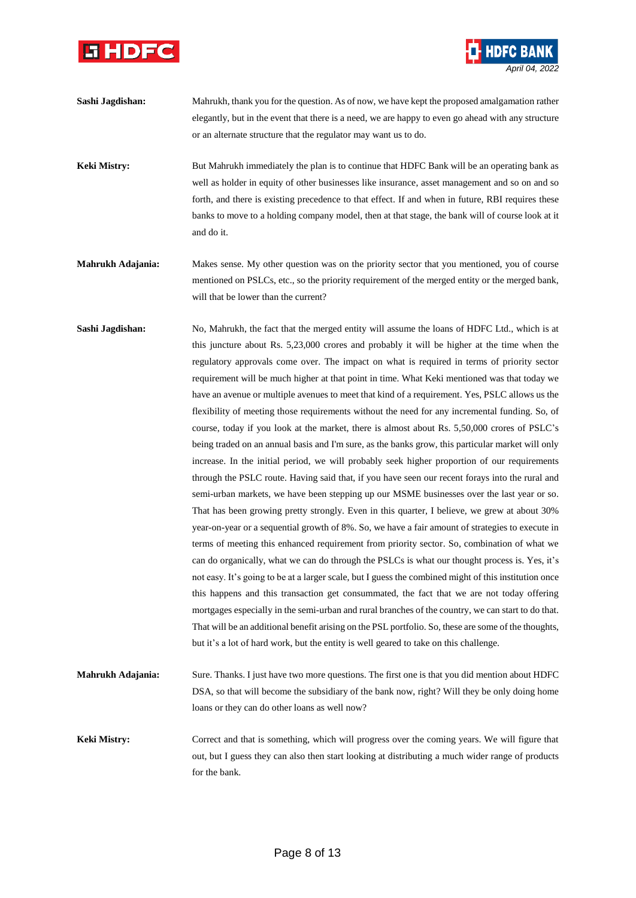**Sashi Jagdishan:** Mahrukh, thank you for the question. As of now, we have kept the proposed amalgamation rather elegantly, but in the event that there is a need, we are happy to even go ahead with any structure or an alternate structure that the regulator may want us to do.

**Keki Mistry:** But Mahrukh immediately the plan is to continue that HDFC Bank will be an operating bank as well as holder in equity of other businesses like insurance, asset management and so on and so forth, and there is existing precedence to that effect. If and when in future, RBI requires these banks to move to a holding company model, then at that stage, the bank will of course look at it and do it.

**Mahrukh Adajania:** Makes sense. My other question was on the priority sector that you mentioned, you of course mentioned on PSLCs, etc., so the priority requirement of the merged entity or the merged bank, will that be lower than the current?

**Sashi Jagdishan:** No, Mahrukh, the fact that the merged entity will assume the loans of HDFC Ltd., which is at this juncture about Rs. 5,23,000 crores and probably it will be higher at the time when the regulatory approvals come over. The impact on what is required in terms of priority sector requirement will be much higher at that point in time. What Keki mentioned was that today we have an avenue or multiple avenues to meet that kind of a requirement. Yes, PSLC allows us the flexibility of meeting those requirements without the need for any incremental funding. So, of course, today if you look at the market, there is almost about Rs. 5,50,000 crores of PSLC's being traded on an annual basis and I'm sure, as the banks grow, this particular market will only increase. In the initial period, we will probably seek higher proportion of our requirements through the PSLC route. Having said that, if you have seen our recent forays into the rural and semi-urban markets, we have been stepping up our MSME businesses over the last year or so. That has been growing pretty strongly. Even in this quarter, I believe, we grew at about 30% year-on-year or a sequential growth of 8%. So, we have a fair amount of strategies to execute in terms of meeting this enhanced requirement from priority sector. So, combination of what we can do organically, what we can do through the PSLCs is what our thought process is. Yes, it's not easy. It's going to be at a larger scale, but I guess the combined might of this institution once this happens and this transaction get consummated, the fact that we are not today offering mortgages especially in the semi-urban and rural branches of the country, we can start to do that. That will be an additional benefit arising on the PSL portfolio. So, these are some of the thoughts, but it's a lot of hard work, but the entity is well geared to take on this challenge.

**Mahrukh Adajania:** Sure. Thanks. I just have two more questions. The first one is that you did mention about HDFC DSA, so that will become the subsidiary of the bank now, right? Will they be only doing home loans or they can do other loans as well now?

**Keki Mistry:** Correct and that is something, which will progress over the coming years. We will figure that out, but I guess they can also then start looking at distributing a much wider range of products for the bank.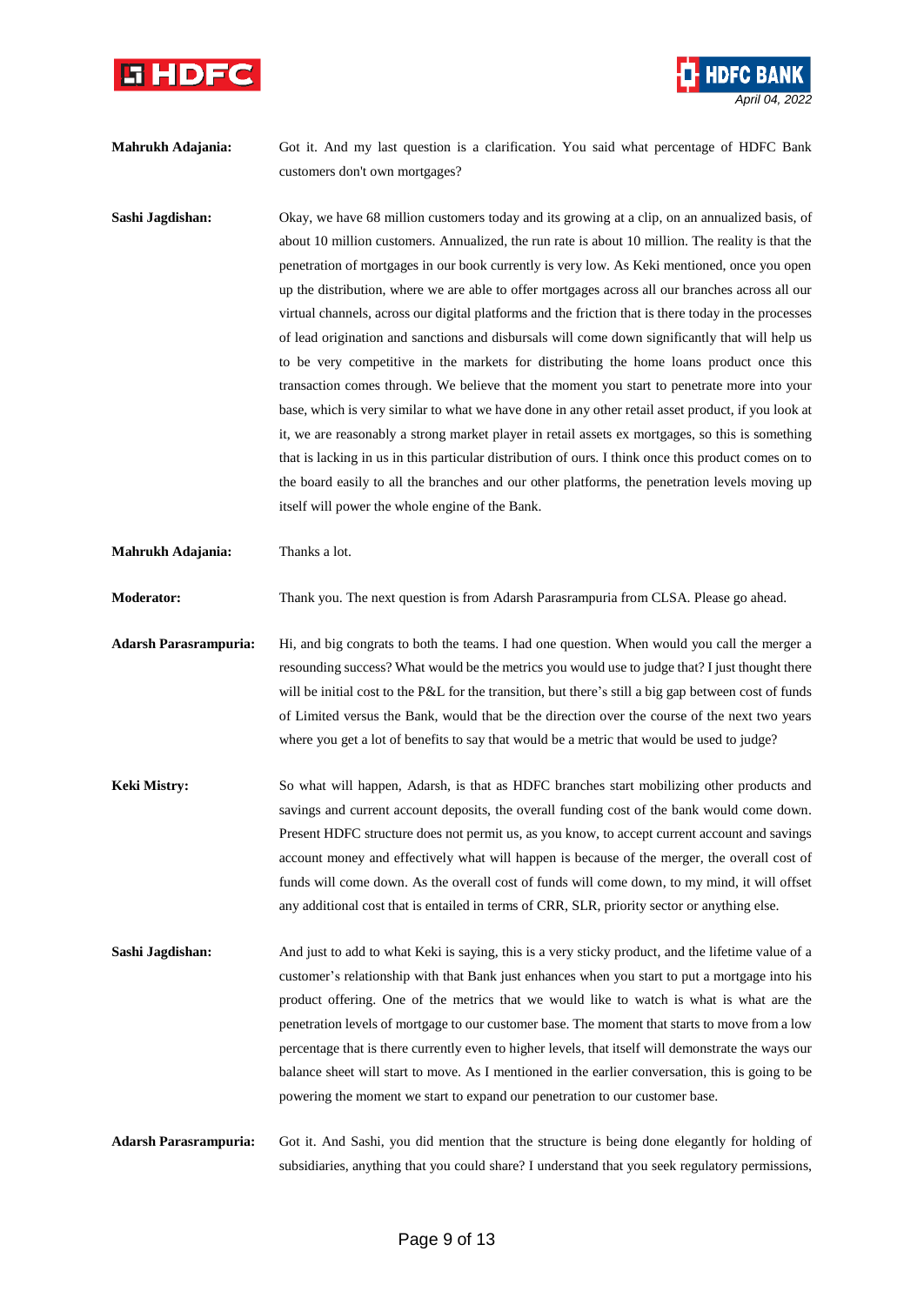**Mahrukh Adajania:** Got it. And my last question is a clarification. You said what percentage of HDFC Bank customers don't own mortgages?

**Sashi Jagdishan:** Okay, we have 68 million customers today and its growing at a clip, on an annualized basis, of about 10 million customers. Annualized, the run rate is about 10 million. The reality is that the penetration of mortgages in our book currently is very low. As Keki mentioned, once you open up the distribution, where we are able to offer mortgages across all our branches across all our virtual channels, across our digital platforms and the friction that is there today in the processes of lead origination and sanctions and disbursals will come down significantly that will help us to be very competitive in the markets for distributing the home loans product once this transaction comes through. We believe that the moment you start to penetrate more into your base, which is very similar to what we have done in any other retail asset product, if you look at it, we are reasonably a strong market player in retail assets ex mortgages, so this is something that is lacking in us in this particular distribution of ours. I think once this product comes on to the board easily to all the branches and our other platforms, the penetration levels moving up itself will power the whole engine of the Bank.

**Mahrukh Adajania:** Thanks a lot.

**Moderator:** Thank you. The next question is from Adarsh Parasrampuria from CLSA. Please go ahead.

**Adarsh Parasrampuria:** Hi, and big congrats to both the teams. I had one question. When would you call the merger a resounding success? What would be the metrics you would use to judge that? I just thought there will be initial cost to the P&L for the transition, but there's still a big gap between cost of funds of Limited versus the Bank, would that be the direction over the course of the next two years where you get a lot of benefits to say that would be a metric that would be used to judge?

**Keki Mistry:** So what will happen, Adarsh, is that as HDFC branches start mobilizing other products and savings and current account deposits, the overall funding cost of the bank would come down. Present HDFC structure does not permit us, as you know, to accept current account and savings account money and effectively what will happen is because of the merger, the overall cost of funds will come down. As the overall cost of funds will come down, to my mind, it will offset any additional cost that is entailed in terms of CRR, SLR, priority sector or anything else.

**Sashi Jagdishan:** And just to add to what Keki is saying, this is a very sticky product, and the lifetime value of a customer's relationship with that Bank just enhances when you start to put a mortgage into his product offering. One of the metrics that we would like to watch is what is what are the penetration levels of mortgage to our customer base. The moment that starts to move from a low percentage that is there currently even to higher levels, that itself will demonstrate the ways our balance sheet will start to move. As I mentioned in the earlier conversation, this is going to be powering the moment we start to expand our penetration to our customer base.

**Adarsh Parasrampuria:** Got it. And Sashi, you did mention that the structure is being done elegantly for holding of subsidiaries, anything that you could share? I understand that you seek regulatory permissions,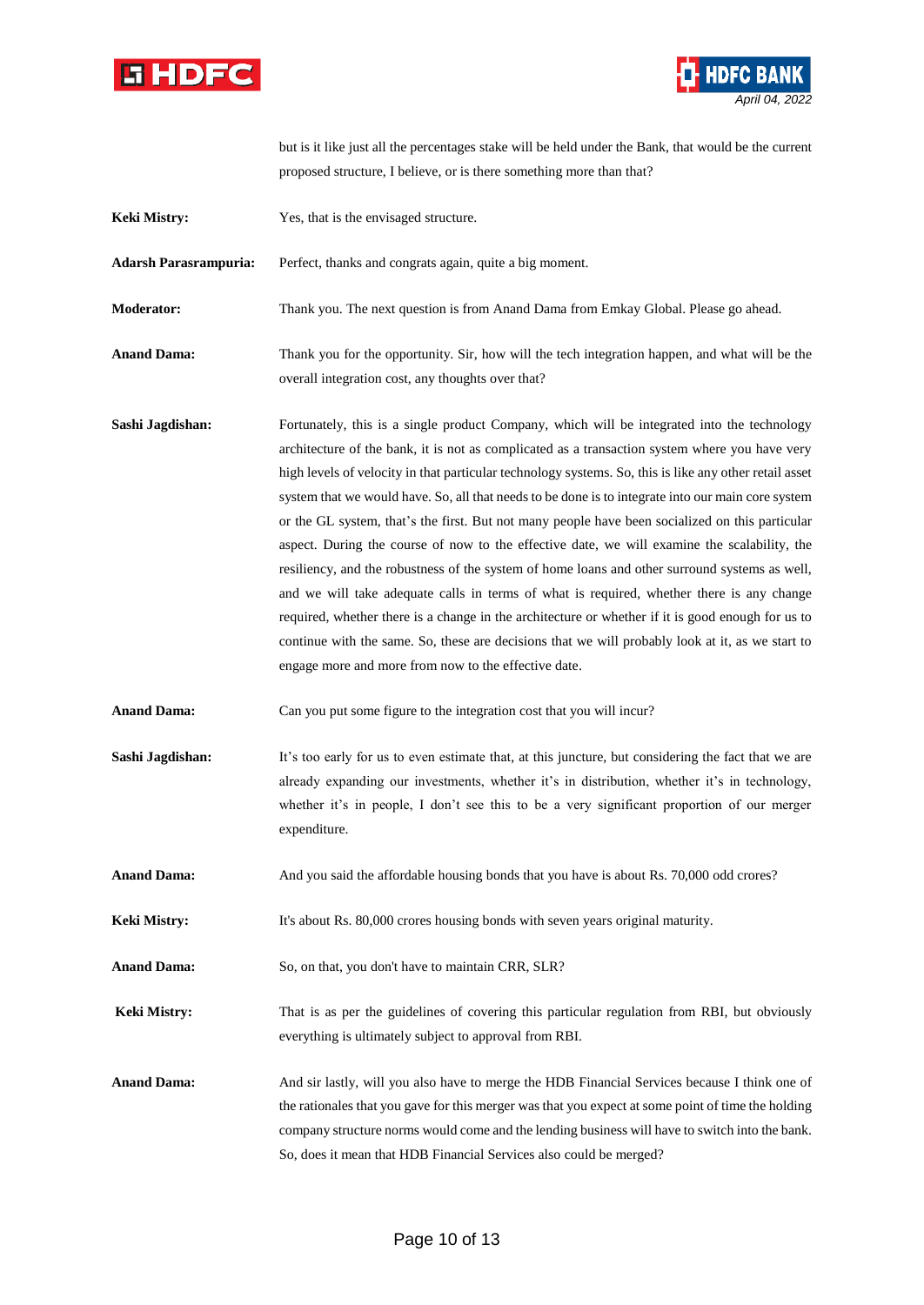but is it like just all the percentages stake will be held under the Bank, that would be the current proposed structure, I believe, or is there something more than that?

**Keki Mistry:** Yes, that is the envisaged structure.

**Adarsh Parasrampuria:** Perfect, thanks and congrats again, quite a big moment.

**Moderator:** Thank you. The next question is from Anand Dama from Emkay Global. Please go ahead.

**Anand Dama:** Thank you for the opportunity. Sir, how will the tech integration happen, and what will be the overall integration cost, any thoughts over that?

**Sashi Jagdishan:** Fortunately, this is a single product Company, which will be integrated into the technology architecture of the bank, it is not as complicated as a transaction system where you have very high levels of velocity in that particular technology systems. So, this is like any other retail asset system that we would have. So, all that needs to be done is to integrate into our main core system or the GL system, that's the first. But not many people have been socialized on this particular aspect. During the course of now to the effective date, we will examine the scalability, the resiliency, and the robustness of the system of home loans and other surround systems as well, and we will take adequate calls in terms of what is required, whether there is any change required, whether there is a change in the architecture or whether if it is good enough for us to continue with the same. So, these are decisions that we will probably look at it, as we start to engage more and more from now to the effective date.

**Anand Dama:** Can you put some figure to the integration cost that you will incur?

**Sashi Jagdishan:** It's too early for us to even estimate that, at this juncture, but considering the fact that we are already expanding our investments, whether it's in distribution, whether it's in technology, whether it's in people, I don't see this to be a very significant proportion of our merger expenditure.

**Anand Dama:** And you said the affordable housing bonds that you have is about Rs. 70,000 odd crores?

**Keki Mistry:** It's about Rs. 80,000 crores housing bonds with seven years original maturity.

**Anand Dama:** So, on that, you don't have to maintain CRR, SLR?

**Keki Mistry:** That is as per the guidelines of covering this particular regulation from RBI, but obviously everything is ultimately subject to approval from RBI.

**Anand Dama:** And sir lastly, will you also have to merge the HDB Financial Services because I think one of the rationales that you gave for this merger was that you expect at some point of time the holding company structure norms would come and the lending business will have to switch into the bank. So, does it mean that HDB Financial Services also could be merged?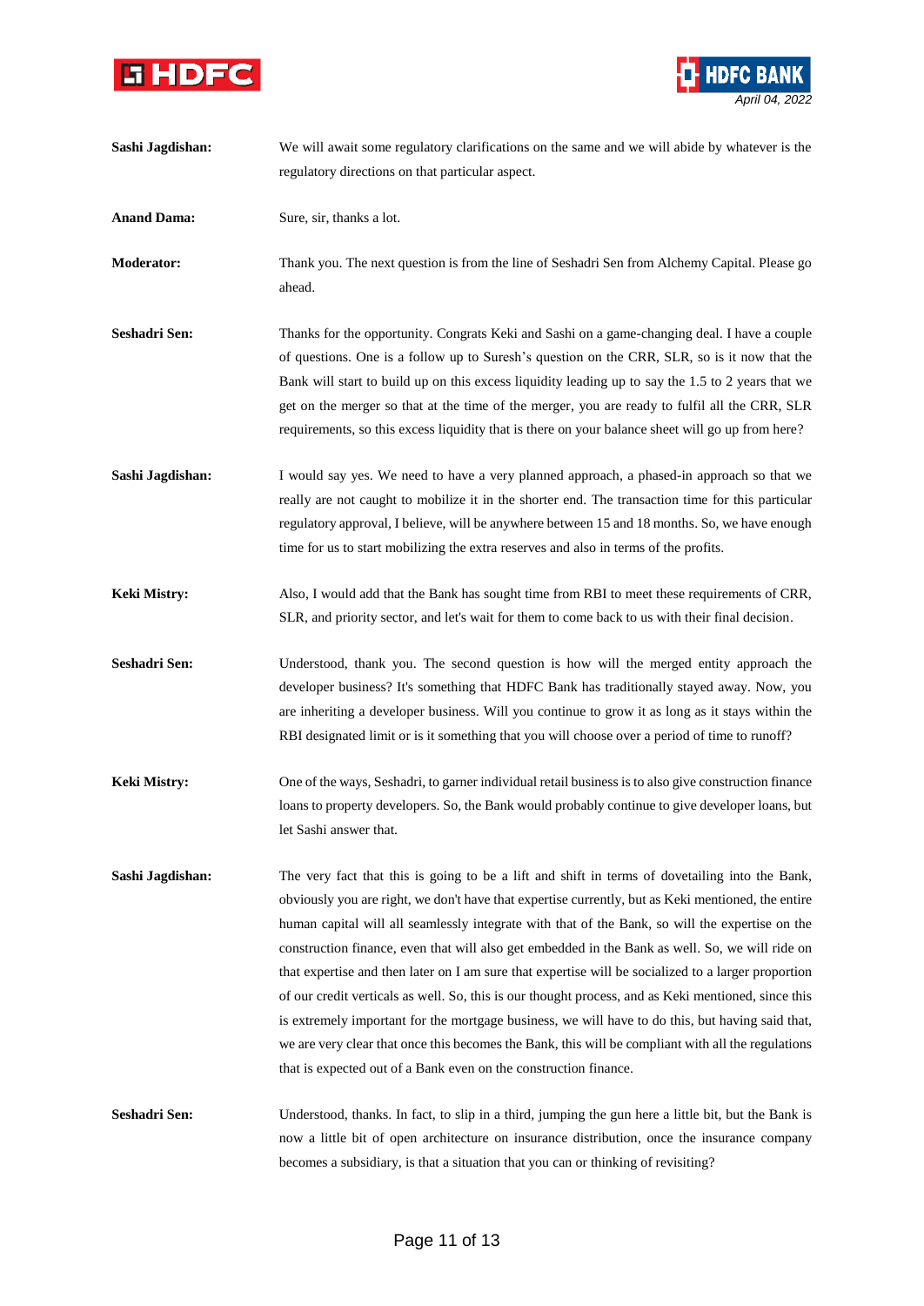**Sashi Jagdishan:** We will await some regulatory clarifications on the same and we will abide by whatever is the regulatory directions on that particular aspect.

**Anand Dama:** Sure, sir, thanks a lot.

**Moderator:** Thank you. The next question is from the line of Seshadri Sen from Alchemy Capital. Please go ahead.

**Seshadri Sen:** Thanks for the opportunity. Congrats Keki and Sashi on a game-changing deal. I have a couple of questions. One is a follow up to Suresh's question on the CRR, SLR, so is it now that the Bank will start to build up on this excess liquidity leading up to say the 1.5 to 2 years that we get on the merger so that at the time of the merger, you are ready to fulfil all the CRR, SLR requirements, so this excess liquidity that is there on your balance sheet will go up from here?

**Sashi Jagdishan:** I would say yes. We need to have a very planned approach, a phased-in approach so that we really are not caught to mobilize it in the shorter end. The transaction time for this particular regulatory approval, I believe, will be anywhere between 15 and 18 months. So, we have enough time for us to start mobilizing the extra reserves and also in terms of the profits.

**Keki Mistry:** Also, I would add that the Bank has sought time from RBI to meet these requirements of CRR, SLR, and priority sector, and let's wait for them to come back to us with their final decision.

**Seshadri Sen:** Understood, thank you. The second question is how will the merged entity approach the developer business? It's something that HDFC Bank has traditionally stayed away. Now, you are inheriting a developer business. Will you continue to grow it as long as it stays within the RBI designated limit or is it something that you will choose over a period of time to runoff?

**Keki Mistry:** One of the ways, Seshadri, to garner individual retail business is to also give construction finance loans to property developers. So, the Bank would probably continue to give developer loans, but let Sashi answer that.

**Sashi Jagdishan:** The very fact that this is going to be a lift and shift in terms of dovetailing into the Bank, obviously you are right, we don't have that expertise currently, but as Keki mentioned, the entire human capital will all seamlessly integrate with that of the Bank, so will the expertise on the construction finance, even that will also get embedded in the Bank as well. So, we will ride on that expertise and then later on I am sure that expertise will be socialized to a larger proportion of our credit verticals as well. So, this is our thought process, and as Keki mentioned, since this is extremely important for the mortgage business, we will have to do this, but having said that, we are very clear that once this becomes the Bank, this will be compliant with all the regulations that is expected out of a Bank even on the construction finance.

**Seshadri Sen:** Understood, thanks. In fact, to slip in a third, jumping the gun here a little bit, but the Bank is now a little bit of open architecture on insurance distribution, once the insurance company becomes a subsidiary, is that a situation that you can or thinking of revisiting?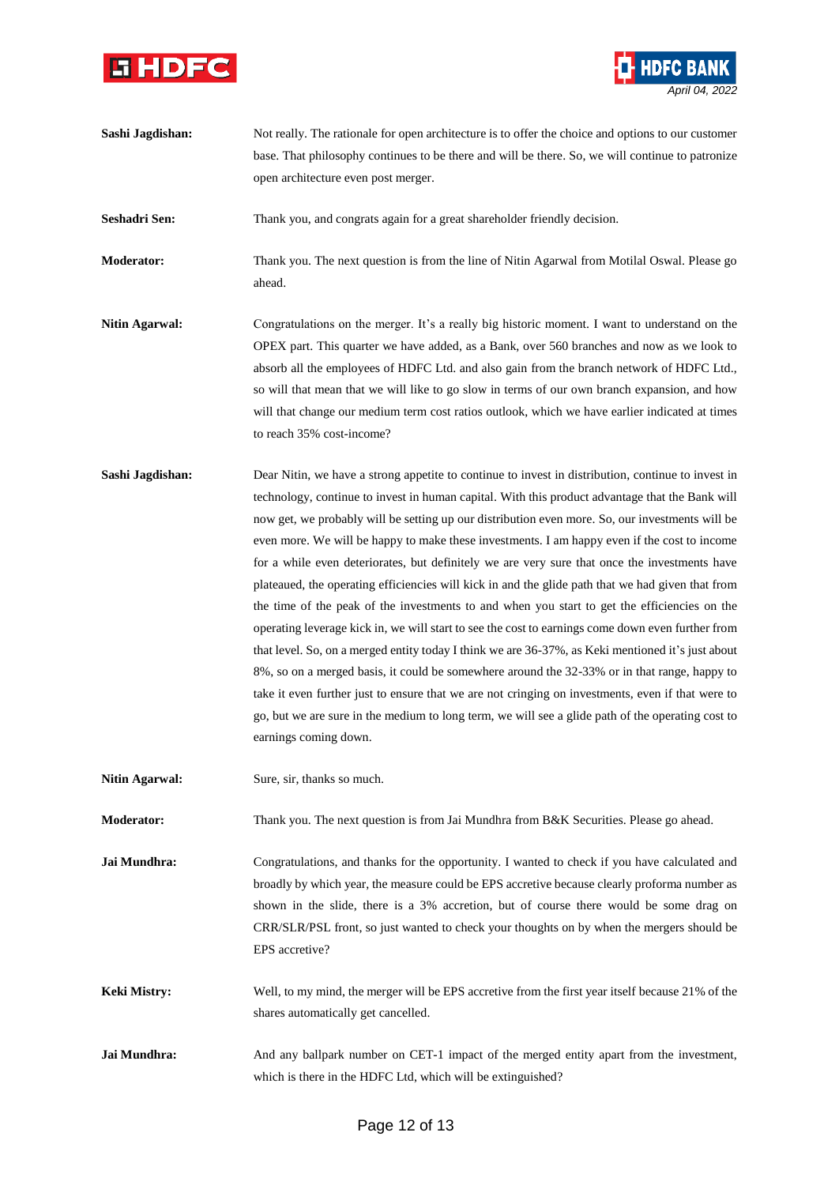**Sashi Jagdishan:** Not really. The rationale for open architecture is to offer the choice and options to our customer base. That philosophy continues to be there and will be there. So, we will continue to patronize open architecture even post merger.

**Seshadri Sen:** Thank you, and congrats again for a great shareholder friendly decision.

**Moderator:** Thank you. The next question is from the line of Nitin Agarwal from Motilal Oswal. Please go ahead.

**Nitin Agarwal:** Congratulations on the merger. It's a really big historic moment. I want to understand on the OPEX part. This quarter we have added, as a Bank, over 560 branches and now as we look to absorb all the employees of HDFC Ltd. and also gain from the branch network of HDFC Ltd., so will that mean that we will like to go slow in terms of our own branch expansion, and how will that change our medium term cost ratios outlook, which we have earlier indicated at times to reach 35% cost-income?

**Sashi Jagdishan:** Dear Nitin, we have a strong appetite to continue to invest in distribution, continue to invest in technology, continue to invest in human capital. With this product advantage that the Bank will now get, we probably will be setting up our distribution even more. So, our investments will be even more. We will be happy to make these investments. I am happy even if the cost to income for a while even deteriorates, but definitely we are very sure that once the investments have plateaued, the operating efficiencies will kick in and the glide path that we had given that from the time of the peak of the investments to and when you start to get the efficiencies on the operating leverage kick in, we will start to see the cost to earnings come down even further from that level. So, on a merged entity today I think we are 36-37%, as Keki mentioned it's just about 8%, so on a merged basis, it could be somewhere around the 32-33% or in that range, happy to take it even further just to ensure that we are not cringing on investments, even if that were to go, but we are sure in the medium to long term, we will see a glide path of the operating cost to earnings coming down.

**Nitin Agarwal:** Sure, sir, thanks so much.

**Moderator:** Thank you. The next question is from Jai Mundhra from B&K Securities. Please go ahead.

**Jai Mundhra:** Congratulations, and thanks for the opportunity. I wanted to check if you have calculated and broadly by which year, the measure could be EPS accretive because clearly proforma number as shown in the slide, there is a 3% accretion, but of course there would be some drag on CRR/SLR/PSL front, so just wanted to check your thoughts on by when the mergers should be EPS accretive?

**Keki Mistry:** Well, to my mind, the merger will be EPS accretive from the first year itself because 21% of the shares automatically get cancelled.

**Jai Mundhra:** And any ballpark number on CET-1 impact of the merged entity apart from the investment, which is there in the HDFC Ltd, which will be extinguished?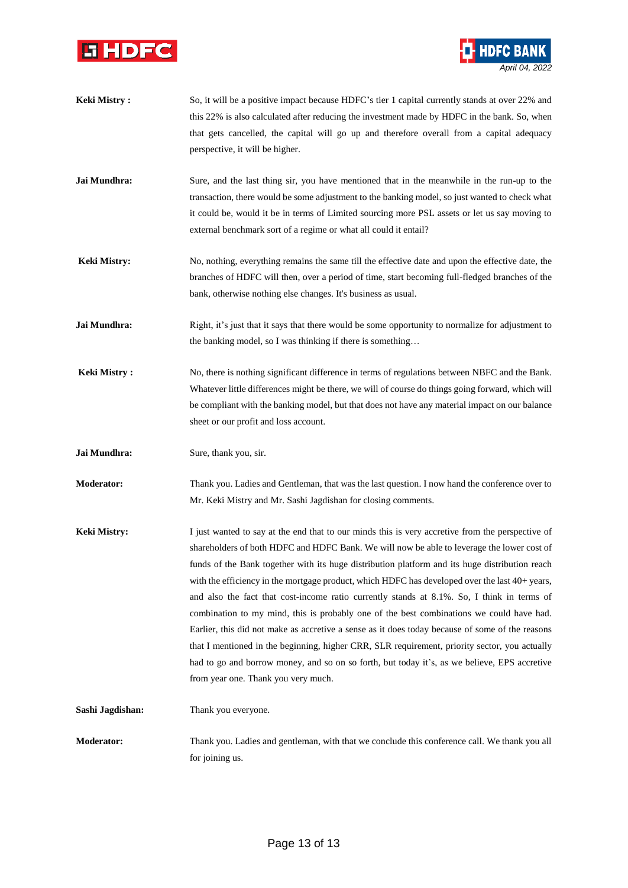**Keki Mistry :** So, it will be a positive impact because HDFC's tier 1 capital currently stands at over 22% and this 22% is also calculated after reducing the investment made by HDFC in the bank. So, when that gets cancelled, the capital will go up and therefore overall from a capital adequacy perspective, it will be higher.

**Jai Mundhra:** Sure, and the last thing sir, you have mentioned that in the meanwhile in the run-up to the transaction, there would be some adjustment to the banking model, so just wanted to check what it could be, would it be in terms of Limited sourcing more PSL assets or let us say moving to external benchmark sort of a regime or what all could it entail?

**Keki Mistry:** No, nothing, everything remains the same till the effective date and upon the effective date, the branches of HDFC will then, over a period of time, start becoming full-fledged branches of the bank, otherwise nothing else changes. It's business as usual.

**Jai Mundhra:** Right, it's just that it says that there would be some opportunity to normalize for adjustment to the banking model, so I was thinking if there is something…

**Keki Mistry :** No, there is nothing significant difference in terms of regulations between NBFC and the Bank. Whatever little differences might be there, we will of course do things going forward, which will be compliant with the banking model, but that does not have any material impact on our balance sheet or our profit and loss account.

**Jai Mundhra:** Sure, thank you, sir.

**Moderator:** Thank you. Ladies and Gentleman, that was the last question. I now hand the conference over to Mr. Keki Mistry and Mr. Sashi Jagdishan for closing comments.

**Keki Mistry:** I just wanted to say at the end that to our minds this is very accretive from the perspective of shareholders of both HDFC and HDFC Bank. We will now be able to leverage the lower cost of funds of the Bank together with its huge distribution platform and its huge distribution reach with the efficiency in the mortgage product, which HDFC has developed over the last 40+ years, and also the fact that cost-income ratio currently stands at 8.1%. So, I think in terms of combination to my mind, this is probably one of the best combinations we could have had. Earlier, this did not make as accretive a sense as it does today because of some of the reasons that I mentioned in the beginning, higher CRR, SLR requirement, priority sector, you actually had to go and borrow money, and so on so forth, but today it's, as we believe, EPS accretive from year one. Thank you very much.

**Sashi Jagdishan:** Thank you everyone.

**Moderator:** Thank you. Ladies and gentleman, with that we conclude this conference call. We thank you all for joining us.